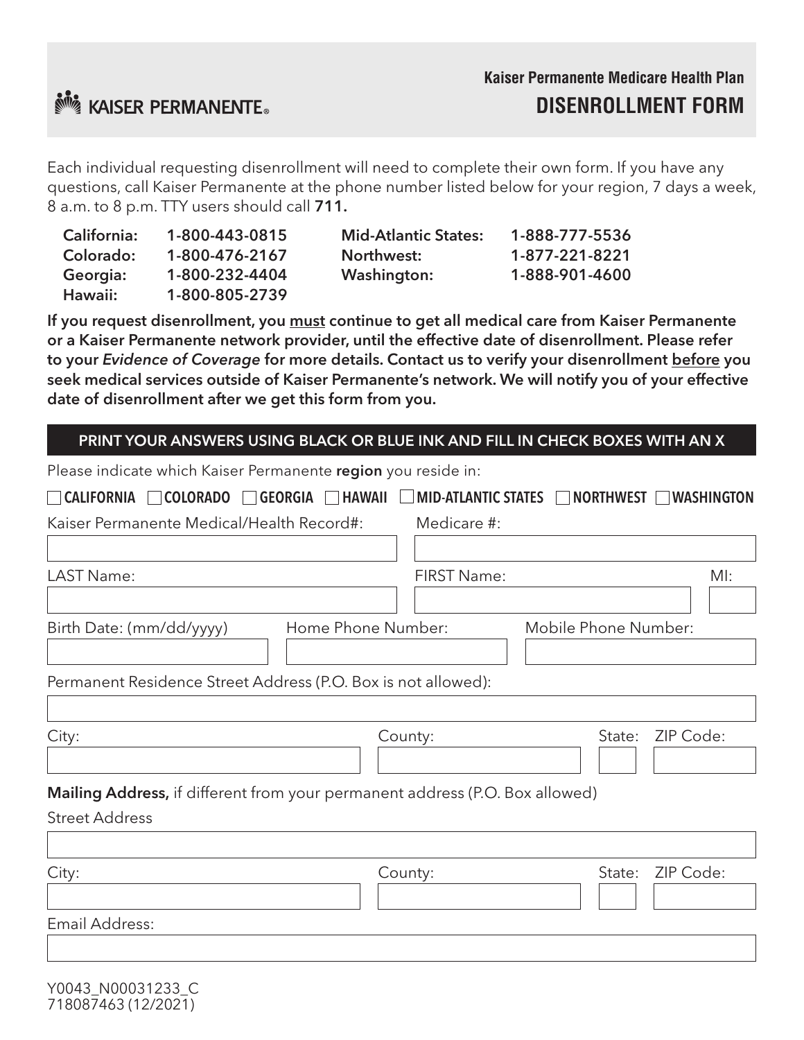KAISER PERMANENTE®

## Kaiser Permanente Medicare Health Plan

# DISENROLLMENT FORM

Each individual requesting disenrollment will need to complete their own form. If you have any questions, call Kaiser Permanente at the phone number listed below for your region, 7 days a week, 8 a.m. to 8 p.m. TTY users should call **711.**

| | | | |
|---|---|---|---|
| **California:** | **1-800-443-0815** | **Mid-Atlantic States:** | **1-888-777-5536** |
| **Colorado:** | **1-800-476-2167** | **Northwest:** | **1-877-221-8221** |
| **Georgia:** | **1-800-232-4404** | **Washington:** | **1-888-901-4600** |
| **Hawaii:** | **1-800-805-2739** | | |

**If you request disenrollment, you <u>must</u> continue to get all medical care from Kaiser Permanente or a Kaiser Permanente network provider, until the effective date of disenrollment. Please refer to your *Evidence of Coverage* for more details. Contact us to verify your disenrollment <u>before</u> you seek medical services outside of Kaiser Permanente's network. We will notify you of your effective date of disenrollment after we get this form from you.**

**PRINT YOUR ANSWERS USING BLACK OR BLUE INK AND FILL IN CHECK BOXES WITH AN X**

Please indicate which Kaiser Permanente **region** you reside in:

☐ **CALIFORNIA** ☐ **COLORADO** ☐ **GEORGIA** ☐ **HAWAII** ☐ **MID-ATLANTIC STATES** ☐ **NORTHWEST** ☐ **WASHINGTON**

Kaiser Permanente Medical/Health Record#: ____________________ Medicare #: ____________________

LAST Name: ____________________ FIRST Name: ____________________ MI: ____

Birth Date: (mm/dd/yyyy) ____________ Home Phone Number: ____________ Mobile Phone Number: ____________

Permanent Residence Street Address (P.O. Box is not allowed): ________________________________________

City: ____________________ County: ____________________ State: ____ ZIP Code: ________

**Mailing Address,** if different from your permanent address (P.O. Box allowed)

Street Address ________________________________________

City: ____________________ County: ____________________ State: ____ ZIP Code: ________

Email Address: ________________________________________

Y0043_N00031233_C
718087463 (12/2021)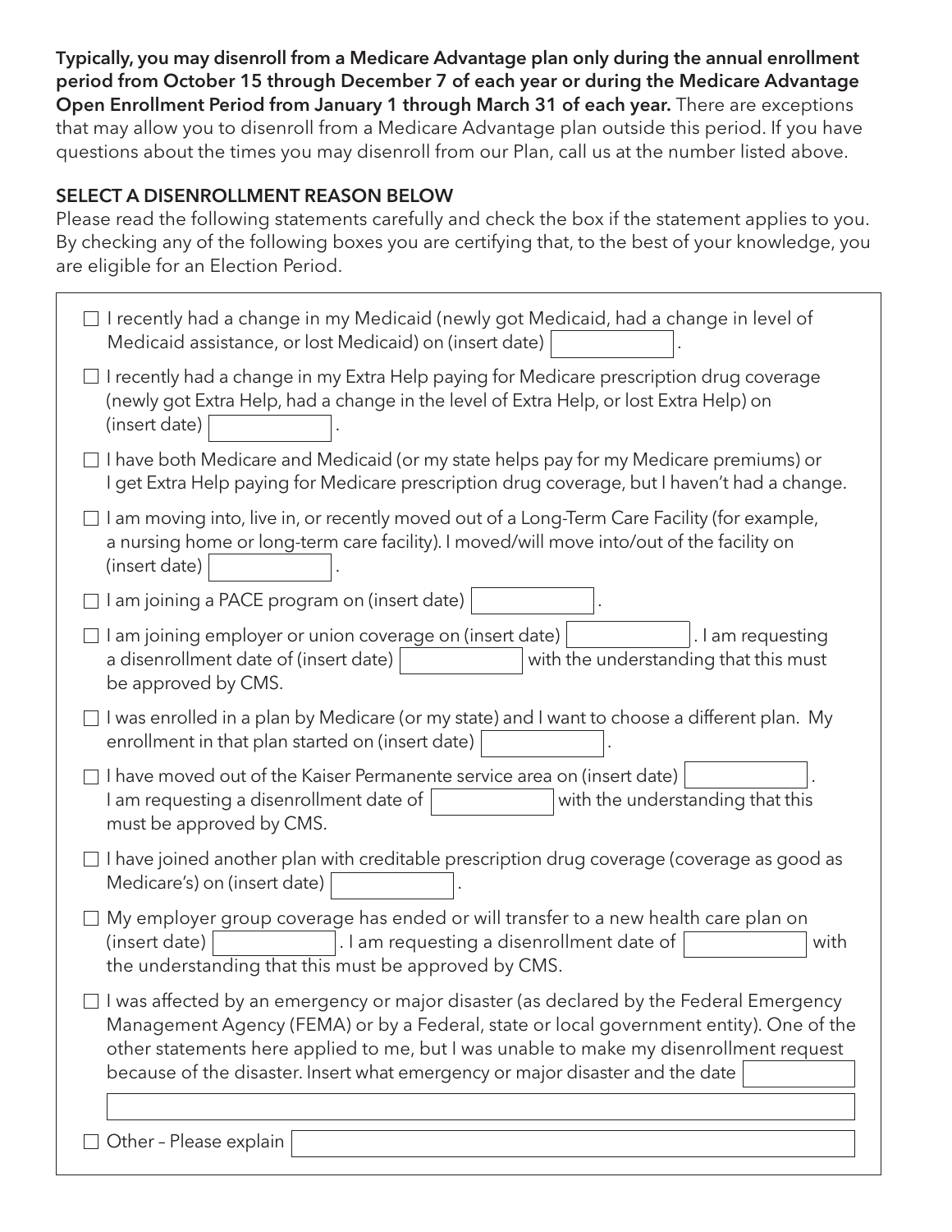**Typically, you may disenroll from a Medicare Advantage plan only during the annual enrollment period from October 15 through December 7 of each year or during the Medicare Advantage Open Enrollment Period from January 1 through March 31 of each year.** There are exceptions that may allow you to disenroll from a Medicare Advantage plan outside this period. If you have questions about the times you may disenroll from our Plan, call us at the number listed above.

## SELECT A DISENROLLMENT REASON BELOW

Please read the following statements carefully and check the box if the statement applies to you. By checking any of the following boxes you are certifying that, to the best of your knowledge, you are eligible for an Election Period.

- ☐ I recently had a change in my Medicaid (newly got Medicaid, had a change in level of Medicaid assistance, or lost Medicaid) on (insert date) ________.
- ☐ I recently had a change in my Extra Help paying for Medicare prescription drug coverage (newly got Extra Help, had a change in the level of Extra Help, or lost Extra Help) on (insert date) ________.
- ☐ I have both Medicare and Medicaid (or my state helps pay for my Medicare premiums) or I get Extra Help paying for Medicare prescription drug coverage, but I haven't had a change.
- ☐ I am moving into, live in, or recently moved out of a Long-Term Care Facility (for example, a nursing home or long-term care facility). I moved/will move into/out of the facility on (insert date) ________.
- ☐ I am joining a PACE program on (insert date) ________.
- ☐ I am joining employer or union coverage on (insert date) ________. I am requesting a disenrollment date of (insert date) ________ with the understanding that this must be approved by CMS.
- ☐ I was enrolled in a plan by Medicare (or my state) and I want to choose a different plan. My enrollment in that plan started on (insert date) ________.
- ☐ I have moved out of the Kaiser Permanente service area on (insert date) ________. I am requesting a disenrollment date of ________ with the understanding that this must be approved by CMS.
- ☐ I have joined another plan with creditable prescription drug coverage (coverage as good as Medicare's) on (insert date) ________.
- ☐ My employer group coverage has ended or will transfer to a new health care plan on (insert date) ________. I am requesting a disenrollment date of ________ with the understanding that this must be approved by CMS.
- ☐ I was affected by an emergency or major disaster (as declared by the Federal Emergency Management Agency (FEMA) or by a Federal, state or local government entity). One of the other statements here applied to me, but I was unable to make my disenrollment request because of the disaster. Insert what emergency or major disaster and the date ________
________________________________________
- ☐ Other – Please explain ________________________________________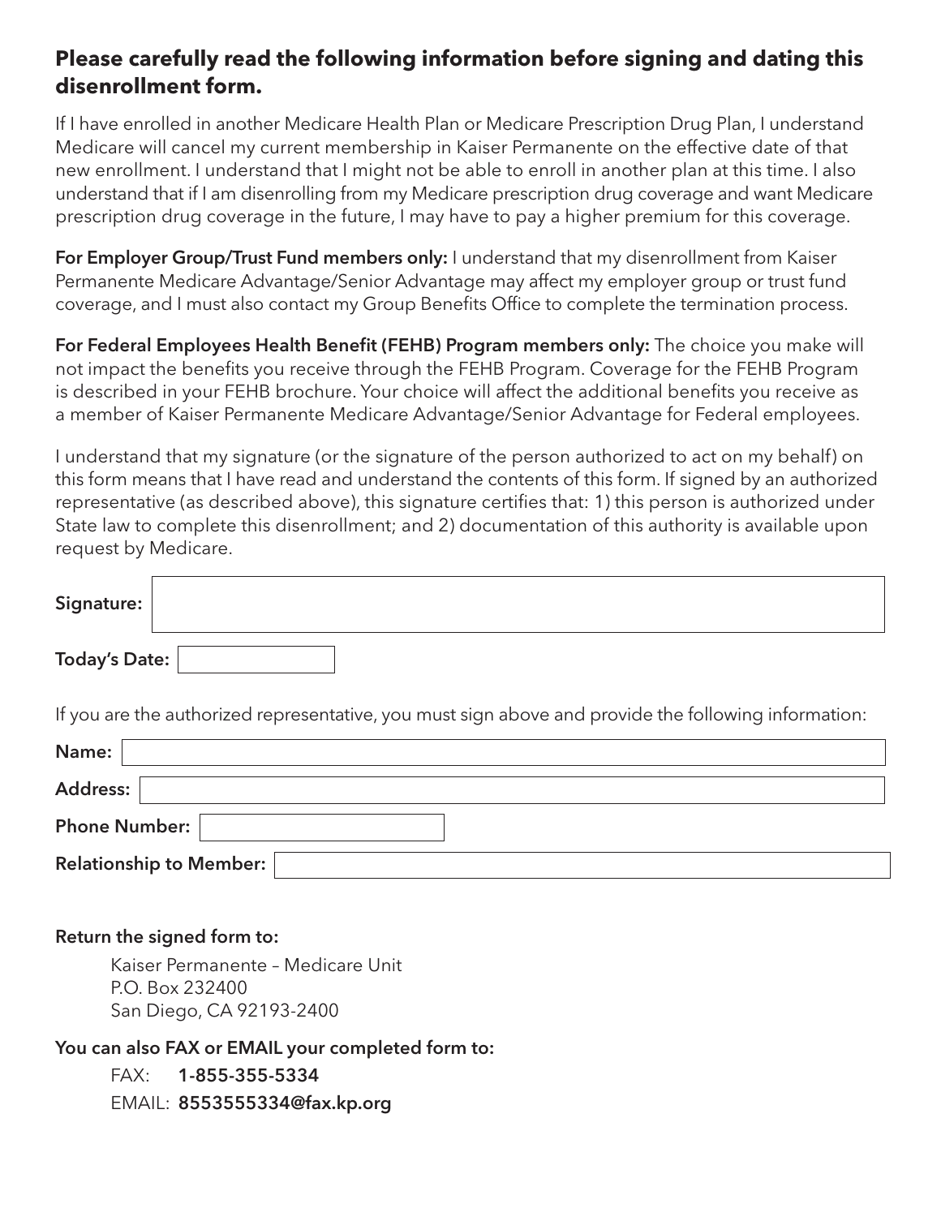## Please carefully read the following information before signing and dating this disenrollment form.

If I have enrolled in another Medicare Health Plan or Medicare Prescription Drug Plan, I understand Medicare will cancel my current membership in Kaiser Permanente on the effective date of that new enrollment. I understand that I might not be able to enroll in another plan at this time. I also understand that if I am disenrolling from my Medicare prescription drug coverage and want Medicare prescription drug coverage in the future, I may have to pay a higher premium for this coverage.

**For Employer Group/Trust Fund members only:** I understand that my disenrollment from Kaiser Permanente Medicare Advantage/Senior Advantage may affect my employer group or trust fund coverage, and I must also contact my Group Benefits Office to complete the termination process.

**For Federal Employees Health Benefit (FEHB) Program members only:** The choice you make will not impact the benefits you receive through the FEHB Program. Coverage for the FEHB Program is described in your FEHB brochure. Your choice will affect the additional benefits you receive as a member of Kaiser Permanente Medicare Advantage/Senior Advantage for Federal employees.

I understand that my signature (or the signature of the person authorized to act on my behalf) on this form means that I have read and understand the contents of this form. If signed by an authorized representative (as described above), this signature certifies that: 1) this person is authorized under State law to complete this disenrollment; and 2) documentation of this authority is available upon request by Medicare.

**Signature:** 

**Today's Date:** 

If you are the authorized representative, you must sign above and provide the following information:

**Name:** 

**Address:** 

**Phone Number:** 

**Relationship to Member:** 

**Return the signed form to:**

Kaiser Permanente – Medicare Unit
P.O. Box 232400
San Diego, CA 92193-2400

**You can also FAX or EMAIL your completed form to:**

FAX: **1-855-355-5334**

EMAIL: **8553555334@fax.kp.org**